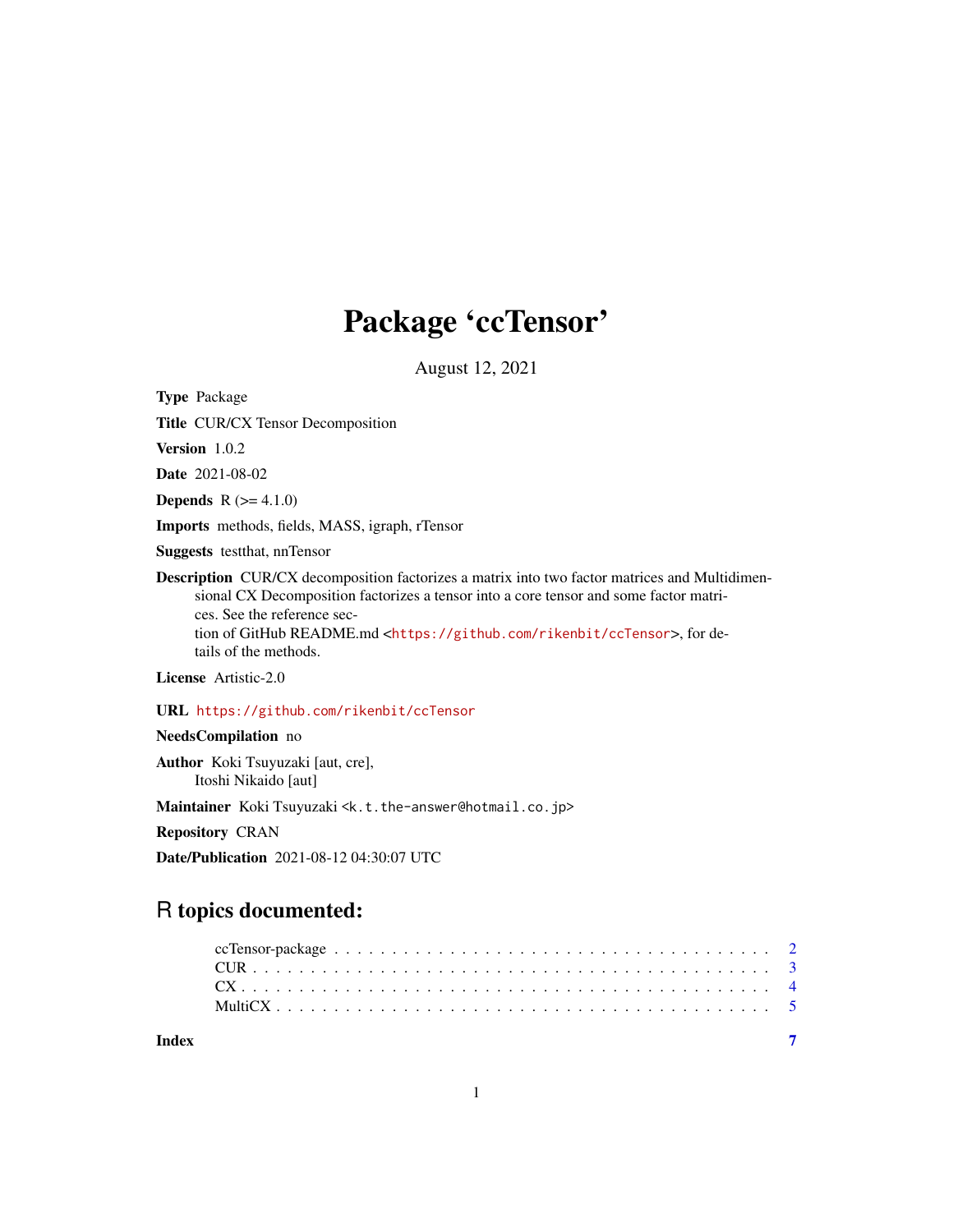# Package 'ccTensor'

August 12, 2021

**Type** Package

**Title** CUR/CX Tensor Decomposition

**Version** 1.0.2

**Date** 2021-08-02

**Depends** R (>= 4.1.0)

**Imports** methods, fields, MASS, igraph, rTensor

**Suggests** testthat, nnTensor

**Description** CUR/CX decomposition factorizes a matrix into two factor matrices and Multidimensional CX Decomposition factorizes a tensor into a core tensor and some factor matrices. See the reference section of GitHub README.md <https://github.com/rikenbit/ccTensor>, for details of the methods.

**License** Artistic-2.0

**URL** https://github.com/rikenbit/ccTensor

**NeedsCompilation** no

**Author** Koki Tsuyuzaki [aut, cre],
Itoshi Nikaido [aut]

**Maintainer** Koki Tsuyuzaki <k.t.the-answer@hotmail.co.jp>

**Repository** CRAN

**Date/Publication** 2021-08-12 04:30:07 UTC

## R topics documented:

| | |
|---|---|
| ccTensor-package | 2 |
| CUR | 3 |
| CX | 4 |
| MultiCX | 5 |
| **Index** | **7** |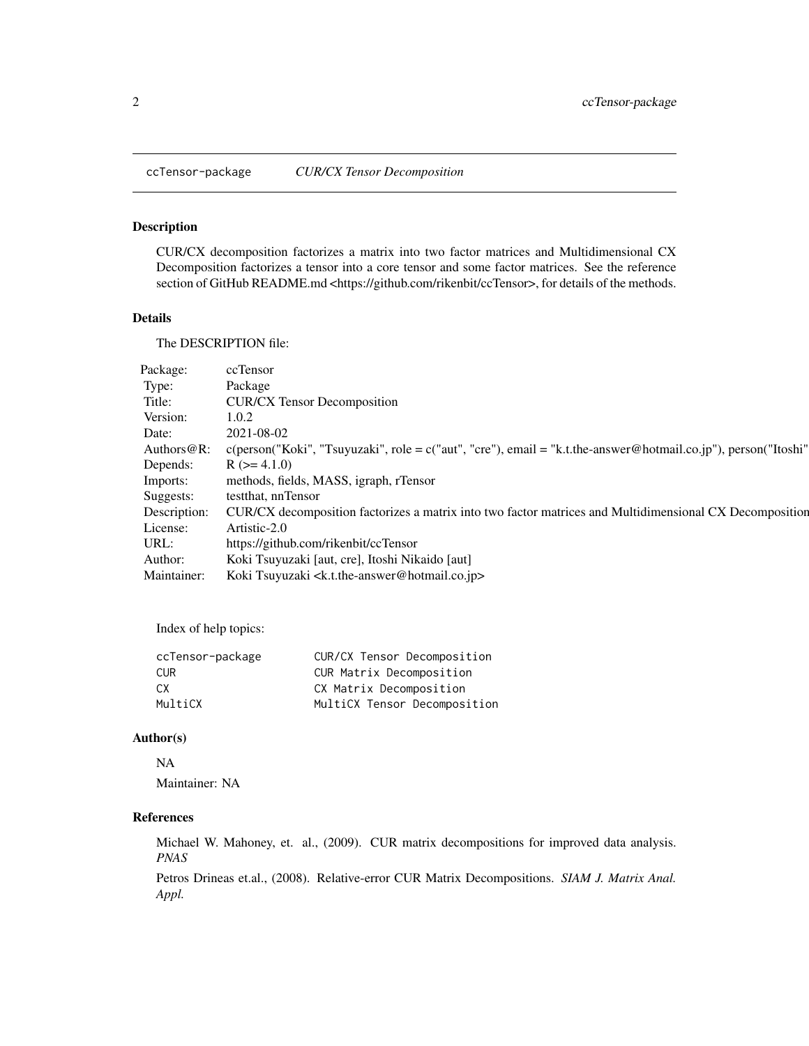## ccTensor-package  *CUR/CX Tensor Decomposition*

### Description

CUR/CX decomposition factorizes a matrix into two factor matrices and Multidimensional CX Decomposition factorizes a tensor into a core tensor and some factor matrices. See the reference section of GitHub README.md <https://github.com/rikenbit/ccTensor>, for details of the methods.

### Details

The DESCRIPTION file:

| | |
|---|---|
| Package: | ccTensor |
| Type: | Package |
| Title: | CUR/CX Tensor Decomposition |
| Version: | 1.0.2 |
| Date: | 2021-08-02 |
| Authors@R: | c(person("Koki", "Tsuyuzaki", role = c("aut", "cre"), email = "k.t.the-answer@hotmail.co.jp"), person("Itoshi" |
| Depends: | R (>= 4.1.0) |
| Imports: | methods, fields, MASS, igraph, rTensor |
| Suggests: | testthat, nnTensor |
| Description: | CUR/CX decomposition factorizes a matrix into two factor matrices and Multidimensional CX Decomposition |
| License: | Artistic-2.0 |
| URL: | https://github.com/rikenbit/ccTensor |
| Author: | Koki Tsuyuzaki [aut, cre], Itoshi Nikaido [aut] |
| Maintainer: | Koki Tsuyuzaki <k.t.the-answer@hotmail.co.jp> |

Index of help topics:

```
ccTensor-package        CUR/CX Tensor Decomposition
CUR                     CUR Matrix Decomposition
CX                      CX Matrix Decomposition
MultiCX                 MultiCX Tensor Decomposition
```

### Author(s)

NA

Maintainer: NA

### References

Michael W. Mahoney, et. al., (2009). CUR matrix decompositions for improved data analysis. *PNAS*

Petros Drineas et.al., (2008). Relative-error CUR Matrix Decompositions. *SIAM J. Matrix Anal. Appl.*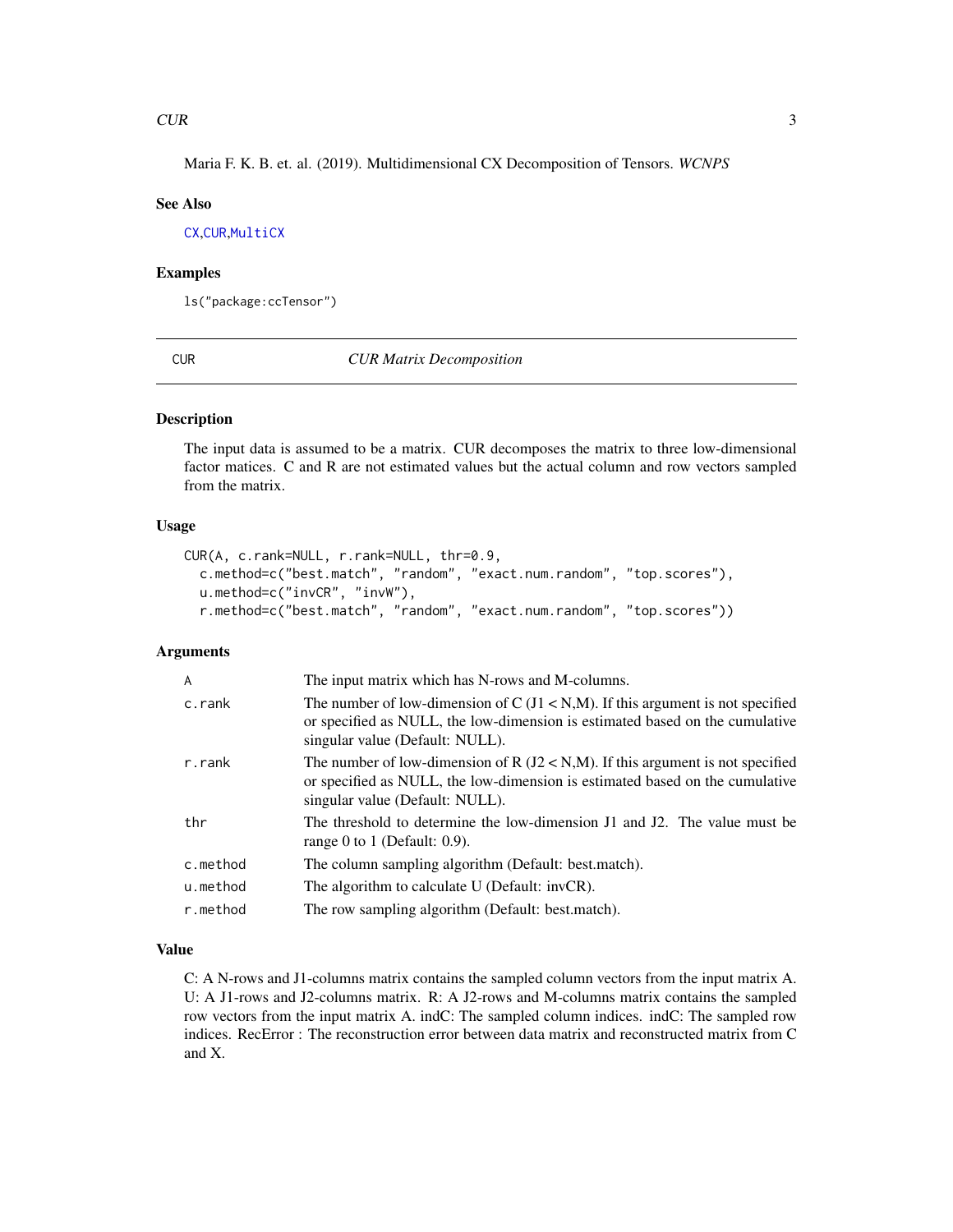Maria F. K. B. et. al. (2019). Multidimensional CX Decomposition of Tensors. *WCNPS*

### See Also

CX,CUR,MultiCX

### Examples

```
ls("package:ccTensor")
```

---

## CUR *CUR Matrix Decomposition*

---

### Description

The input data is assumed to be a matrix. CUR decomposes the matrix to three low-dimensional factor matices. C and R are not estimated values but the actual column and row vectors sampled from the matrix.

### Usage

```
CUR(A, c.rank=NULL, r.rank=NULL, thr=0.9,
  c.method=c("best.match", "random", "exact.num.random", "top.scores"),
  u.method=c("invCR", "invW"),
  r.method=c("best.match", "random", "exact.num.random", "top.scores"))
```

### Arguments

| | |
|---|---|
| A | The input matrix which has N-rows and M-columns. |
| c.rank | The number of low-dimension of C (J1 < N,M). If this argument is not specified or specified as NULL, the low-dimension is estimated based on the cumulative singular value (Default: NULL). |
| r.rank | The number of low-dimension of R (J2 < N,M). If this argument is not specified or specified as NULL, the low-dimension is estimated based on the cumulative singular value (Default: NULL). |
| thr | The threshold to determine the low-dimension J1 and J2. The value must be range 0 to 1 (Default: 0.9). |
| c.method | The column sampling algorithm (Default: best.match). |
| u.method | The algorithm to calculate U (Default: invCR). |
| r.method | The row sampling algorithm (Default: best.match). |

### Value

C: A N-rows and J1-columns matrix contains the sampled column vectors from the input matrix A. U: A J1-rows and J2-columns matrix. R: A J2-rows and M-columns matrix contains the sampled row vectors from the input matrix A. indC: The sampled column indices. indC: The sampled row indices. RecError : The reconstruction error between data matrix and reconstructed matrix from C and X.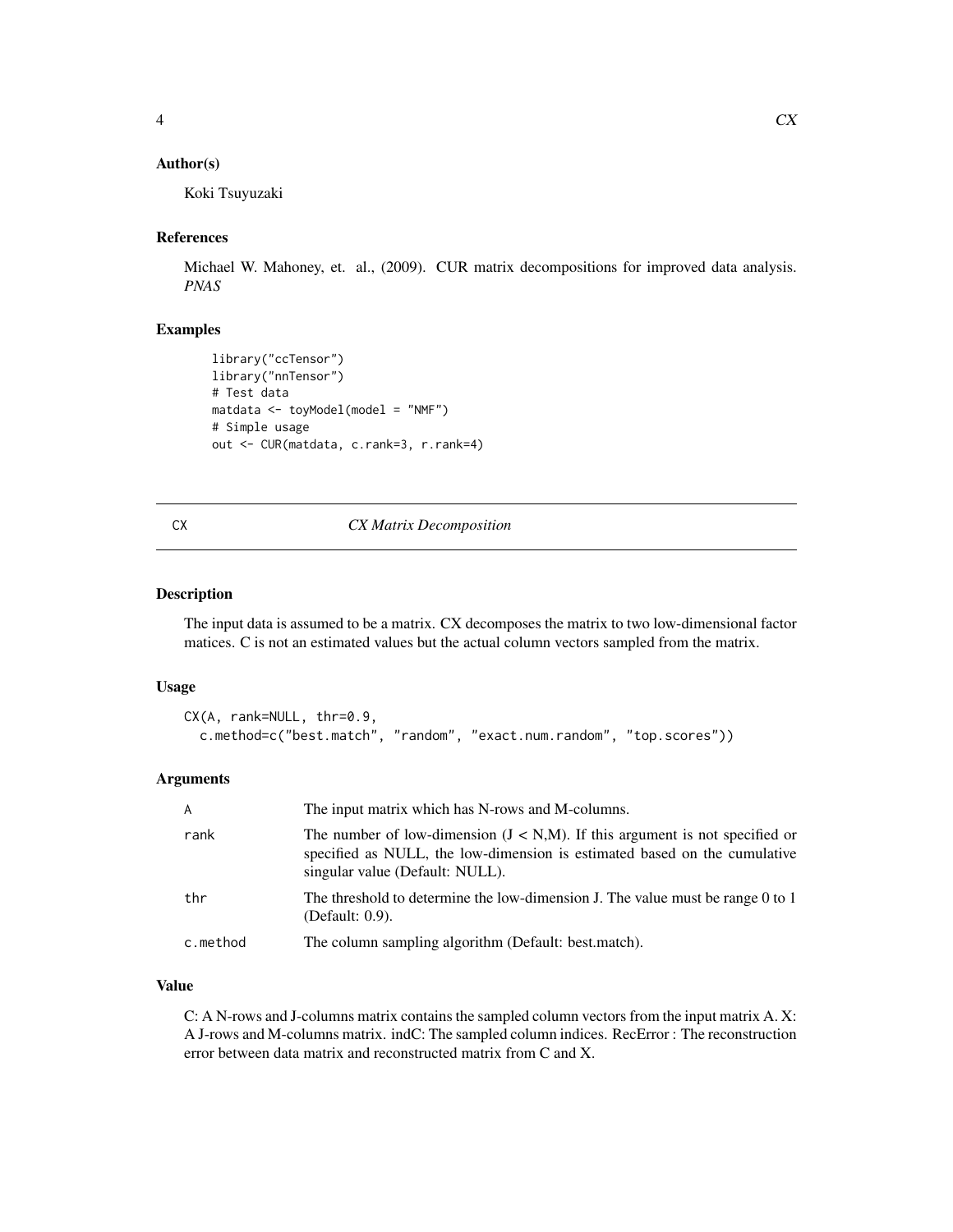### Author(s)

Koki Tsuyuzaki

### References

Michael W. Mahoney, et. al., (2009). CUR matrix decompositions for improved data analysis. *PNAS*

### Examples

```
library("ccTensor")
library("nnTensor")
# Test data
matdata <- toyModel(model = "NMF")
# Simple usage
out <- CUR(matdata, c.rank=3, r.rank=4)
```

---

## CX — *CX Matrix Decomposition*

---

### Description

The input data is assumed to be a matrix. CX decomposes the matrix to two low-dimensional factor matices. C is not an estimated values but the actual column vectors sampled from the matrix.

### Usage

```
CX(A, rank=NULL, thr=0.9,
  c.method=c("best.match", "random", "exact.num.random", "top.scores"))
```

### Arguments

| | |
|---|---|
| A | The input matrix which has N-rows and M-columns. |
| rank | The number of low-dimension (J < N,M). If this argument is not specified or specified as NULL, the low-dimension is estimated based on the cumulative singular value (Default: NULL). |
| thr | The threshold to determine the low-dimension J. The value must be range 0 to 1 (Default: 0.9). |
| c.method | The column sampling algorithm (Default: best.match). |

### Value

C: A N-rows and J-columns matrix contains the sampled column vectors from the input matrix A. X: A J-rows and M-columns matrix. indC: The sampled column indices. RecError : The reconstruction error between data matrix and reconstructed matrix from C and X.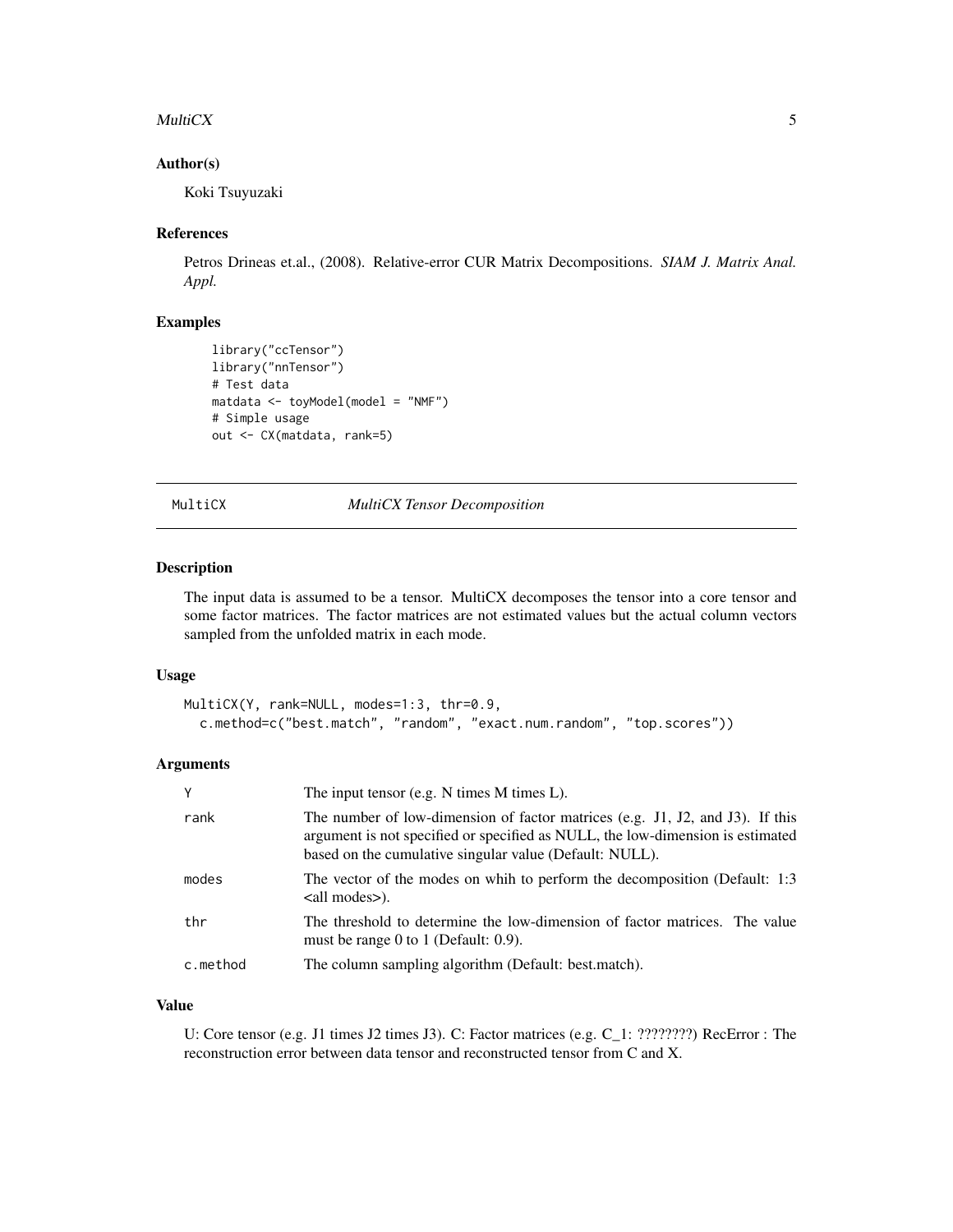### Author(s)

Koki Tsuyuzaki

### References

Petros Drineas et.al., (2008). Relative-error CUR Matrix Decompositions. *SIAM J. Matrix Anal. Appl.*

### Examples

```
library("ccTensor")
library("nnTensor")
# Test data
matdata <- toyModel(model = "NMF")
# Simple usage
out <- CX(matdata, rank=5)
```

---

## MultiCX — *MultiCX Tensor Decomposition*

### Description

The input data is assumed to be a tensor. MultiCX decomposes the tensor into a core tensor and some factor matrices. The factor matrices are not estimated values but the actual column vectors sampled from the unfolded matrix in each mode.

### Usage

```
MultiCX(Y, rank=NULL, modes=1:3, thr=0.9,
  c.method=c("best.match", "random", "exact.num.random", "top.scores"))
```

### Arguments

| | |
|---|---|
| Y | The input tensor (e.g. N times M times L). |
| rank | The number of low-dimension of factor matrices (e.g. J1, J2, and J3). If this argument is not specified or specified as NULL, the low-dimension is estimated based on the cumulative singular value (Default: NULL). |
| modes | The vector of the modes on whih to perform the decomposition (Default: 1:3 <all modes>). |
| thr | The threshold to determine the low-dimension of factor matrices. The value must be range 0 to 1 (Default: 0.9). |
| c.method | The column sampling algorithm (Default: best.match). |

### Value

U: Core tensor (e.g. J1 times J2 times J3). C: Factor matrices (e.g. C_1: ????????) RecError : The reconstruction error between data tensor and reconstructed tensor from C and X.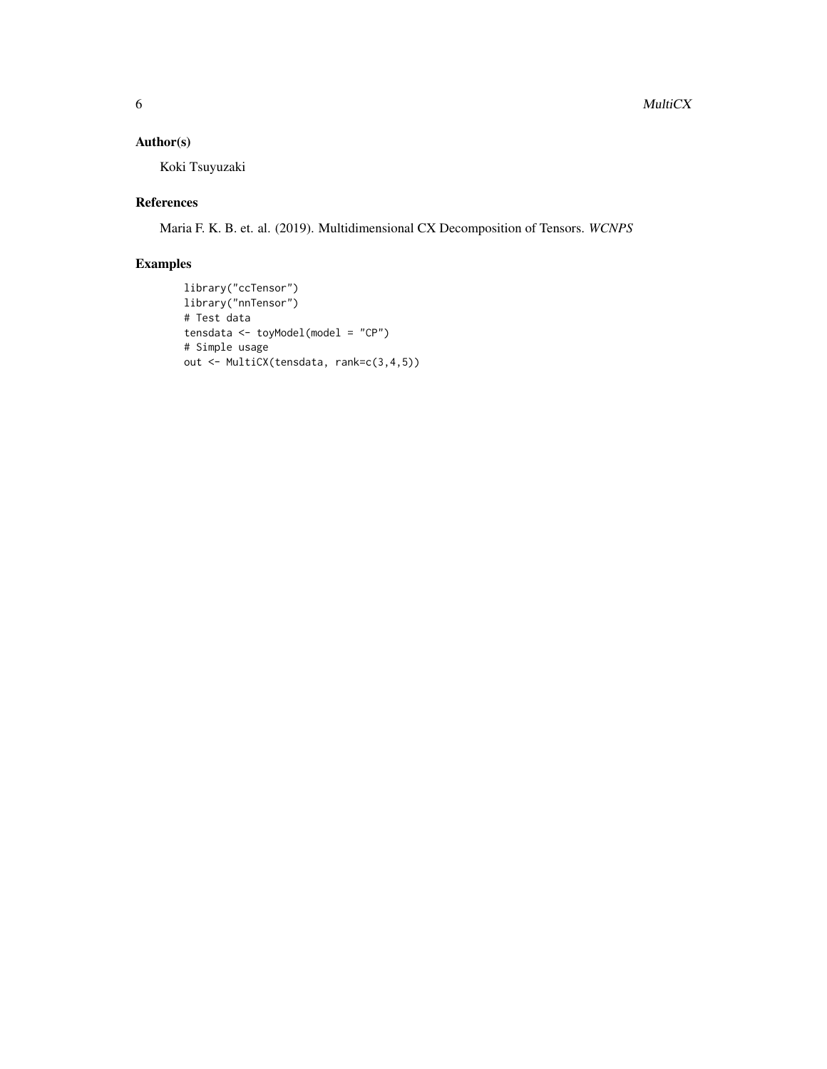## Author(s)

Koki Tsuyuzaki

## References

Maria F. K. B. et. al. (2019). Multidimensional CX Decomposition of Tensors. *WCNPS*

## Examples

```
library("ccTensor")
library("nnTensor")
# Test data
tensdata <- toyModel(model = "CP")
# Simple usage
out <- MultiCX(tensdata, rank=c(3,4,5))
```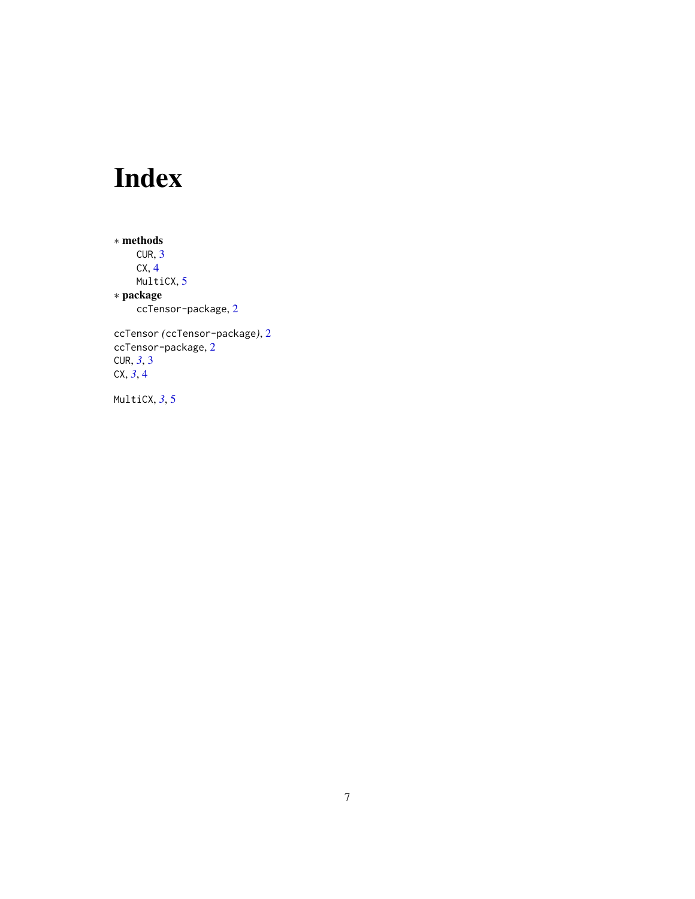# Index

∗ **methods**
  CUR, 3
  CX, 4
  MultiCX, 5

∗ **package**
  ccTensor-package, 2

ccTensor *(*ccTensor-package*)*, 2
ccTensor-package, 2
CUR, *3*, 3
CX, *3*, 4

MultiCX, *3*, 5